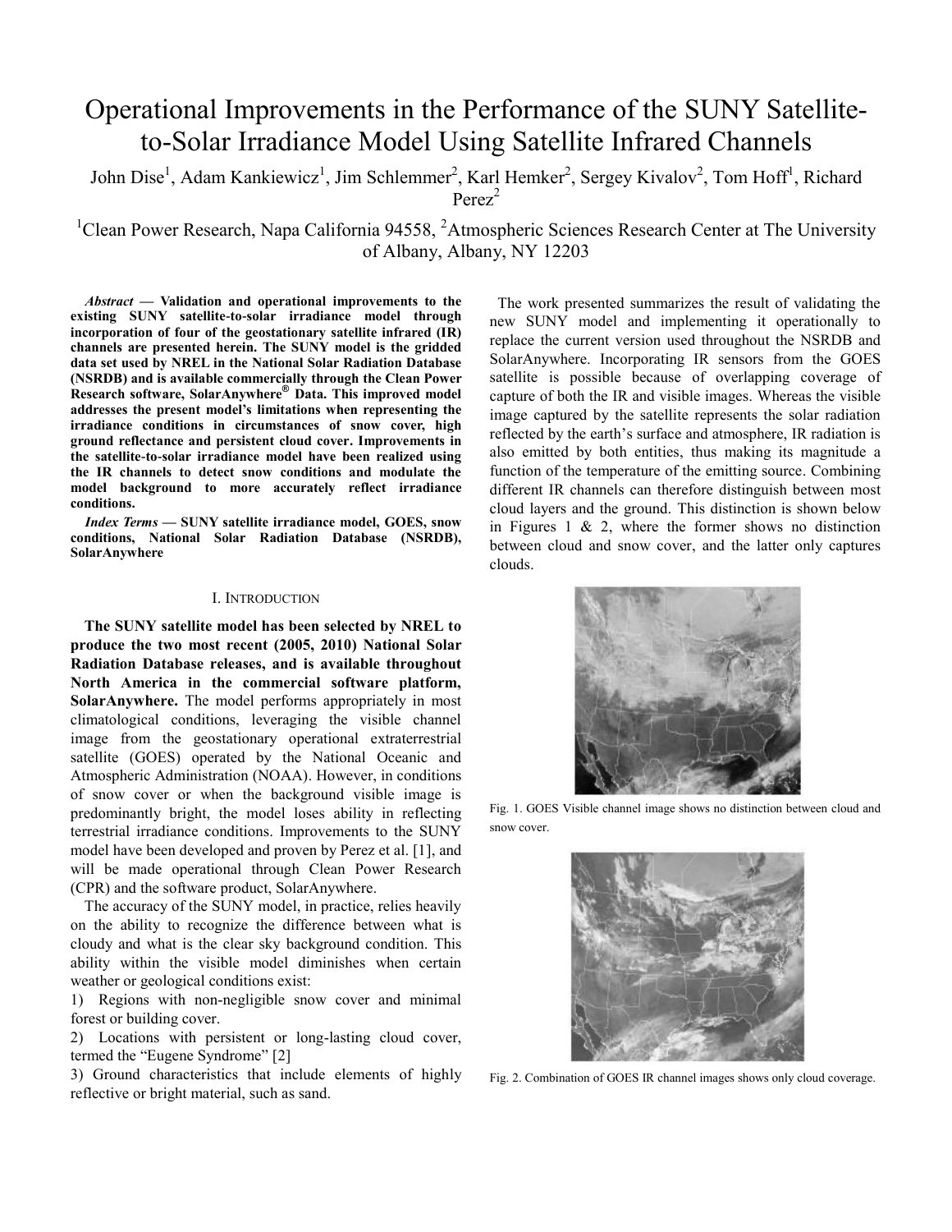# Operational Improvements in the Performance of the SUNY Satellite-to-Solar Irradiance Model Using Satellite Infrared Channels

John Dise[1], Adam Kankiewicz[1], Jim Schlemmer[2], Karl Hemker[2], Sergey Kivalov[2], Tom Hoff[1], Richard Perez[2]

[1]Clean Power Research, Napa California 94558, [2]Atmospheric Sciences Research Center at The University of Albany, Albany, NY 12203

***Abstract* — Validation and operational improvements to the existing SUNY satellite-to-solar irradiance model through incorporation of four of the geostationary satellite infrared (IR) channels are presented herein. The SUNY model is the gridded data set used by NREL in the National Solar Radiation Database (NSRDB) and is available commercially through the Clean Power Research software, SolarAnywhere® Data. This improved model addresses the present model's limitations when representing the irradiance conditions in circumstances of snow cover, high ground reflectance and persistent cloud cover. Improvements in the satellite-to-solar irradiance model have been realized using the IR channels to detect snow conditions and modulate the model background to more accurately reflect irradiance conditions.**

***Index Terms* — SUNY satellite irradiance model, GOES, snow conditions, National Solar Radiation Database (NSRDB), SolarAnywhere**

## I. Introduction

**The SUNY satellite model has been selected by NREL to produce the two most recent (2005, 2010) National Solar Radiation Database releases, and is available throughout North America in the commercial software platform, SolarAnywhere.** The model performs appropriately in most climatological conditions, leveraging the visible channel image from the geostationary operational extraterrestrial satellite (GOES) operated by the National Oceanic and Atmospheric Administration (NOAA). However, in conditions of snow cover or when the background visible image is predominantly bright, the model loses ability in reflecting terrestrial irradiance conditions. Improvements to the SUNY model have been developed and proven by Perez et al. [1], and will be made operational through Clean Power Research (CPR) and the software product, SolarAnywhere.

The accuracy of the SUNY model, in practice, relies heavily on the ability to recognize the difference between what is cloudy and what is the clear sky background condition. This ability within the visible model diminishes when certain weather or geological conditions exist:

1) Regions with non-negligible snow cover and minimal forest or building cover.
2) Locations with persistent or long-lasting cloud cover, termed the "Eugene Syndrome" [2]
3) Ground characteristics that include elements of highly reflective or bright material, such as sand.

The work presented summarizes the result of validating the new SUNY model and implementing it operationally to replace the current version used throughout the NSRDB and SolarAnywhere. Incorporating IR sensors from the GOES satellite is possible because of overlapping coverage of capture of both the IR and visible images. Whereas the visible image captured by the satellite represents the solar radiation reflected by the earth's surface and atmosphere, IR radiation is also emitted by both entities, thus making its magnitude a function of the temperature of the emitting source. Combining different IR channels can therefore distinguish between most cloud layers and the ground. This distinction is shown below in Figures 1 & 2, where the former shows no distinction between cloud and snow cover, and the latter only captures clouds.

Fig. 1. GOES Visible channel image shows no distinction between cloud and snow cover.

Fig. 2. Combination of GOES IR channel images shows only cloud coverage.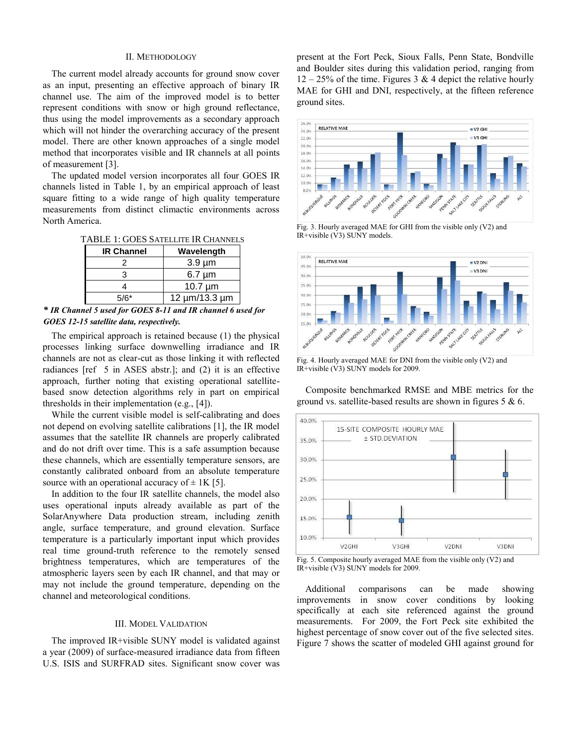## II. Methodology

The current model already accounts for ground snow cover as an input, presenting an effective approach of binary IR channel use. The aim of the improved model is to better represent conditions with snow or high ground reflectance, thus using the model improvements as a secondary approach which will not hinder the overarching accuracy of the present model. There are other known approaches of a single model method that incorporates visible and IR channels at all points of measurement [3].

The updated model version incorporates all four GOES IR channels listed in Table 1, by an empirical approach of least square fitting to a wide range of high quality temperature measurements from distinct climactic environments across North America.

TABLE 1: GOES Satellite IR Channels

| IR Channel | Wavelength |
|---|---|
| 2 | 3.9 µm |
| 3 | 6.7 µm |
| 4 | 10.7 µm |
| 5/6* | 12 µm/13.3 µm |

***\* IR Channel 5 used for GOES 8-11 and IR channel 6 used for GOES 12-15 satellite data, respectively.***

The empirical approach is retained because (1) the physical processes linking surface downwelling irradiance and IR channels are not as clear-cut as those linking it with reflected radiances [ref 5 in ASES abstr.]; and (2) it is an effective approach, further noting that existing operational satellite-based snow detection algorithms rely in part on empirical thresholds in their implementation (e.g., [4]).

While the current visible model is self-calibrating and does not depend on evolving satellite calibrations [1], the IR model assumes that the satellite IR channels are properly calibrated and do not drift over time. This is a safe assumption because these channels, which are essentially temperature sensors, are constantly calibrated onboard from an absolute temperature source with an operational accuracy of ± 1K [5].

In addition to the four IR satellite channels, the model also uses operational inputs already available as part of the SolarAnywhere Data production stream, including zenith angle, surface temperature, and ground elevation. Surface temperature is a particularly important input which provides real time ground-truth reference to the remotely sensed brightness temperatures, which are temperatures of the atmospheric layers seen by each IR channel, and that may or may not include the ground temperature, depending on the channel and meteorological conditions.

## III. Model Validation

The improved IR+visible SUNY model is validated against a year (2009) of surface-measured irradiance data from fifteen U.S. ISIS and SURFRAD sites. Significant snow cover was present at the Fort Peck, Sioux Falls, Penn State, Bondville and Boulder sites during this validation period, ranging from 12 – 25% of the time. Figures 3 & 4 depict the relative hourly MAE for GHI and DNI, respectively, at the fifteen reference ground sites.

RELATIVE MAE
V2 GHI
V3 GHI
26.0%
24.0%
22.0%
20.0%
18.0%
16.0%
14.0%
12.0%
10.0%
8.0%
ALBUQUERQUE, BILLINGS, BISMARCK, BONDVILLE, BOULDER, DESERT ROCK, FORT PECK, GOODWIN CREEK, HANFORD, MADISON, PENN STATE, SALT LAKE CITY, SEATTLE, SIOUX FALLS, STERLING, ALL

Fig. 3. Hourly averaged MAE for GHI from the visible only (V2) and IR+visible (V3) SUNY models.

RELATIVE MAE
V2 DNI
V3 DNI
50.0%
45.0%
40.0%
35.0%
30.0%
25.0%
20.0%
15.0%
ALBUQUERQUE, BILLINGS, BISMARCK, BONDVILLE, BOULDER, DESERT ROCK, FORT PECK, GOODWIN CREEK, HANFORD, MADISON, PENN STATE, SALT LAKE CITY, SEATTLE, SIOUX FALLS, STERLING, ALL

Fig. 4. Hourly averaged MAE for DNI from the visible only (V2) and IR+visible (V3) SUNY models for 2009.

Composite benchmarked RMSE and MBE metrics for the ground vs. satellite-based results are shown in figures 5 & 6.

15-SITE COMPOSITE HOURLY MAE
± STD.DEVIATION
40.0%
35.0%
30.0%
25.0%
20.0%
15.0%
10.0%
V2GHI
V3GHI
V2DNI
V3DNI

Fig. 5. Composite hourly averaged MAE from the visible only (V2) and IR+visible (V3) SUNY models for 2009.

Additional comparisons can be made showing improvements in snow cover conditions by looking specifically at each site referenced against the ground measurements. For 2009, the Fort Peck site exhibited the highest percentage of snow cover out of the five selected sites. Figure 7 shows the scatter of modeled GHI against ground for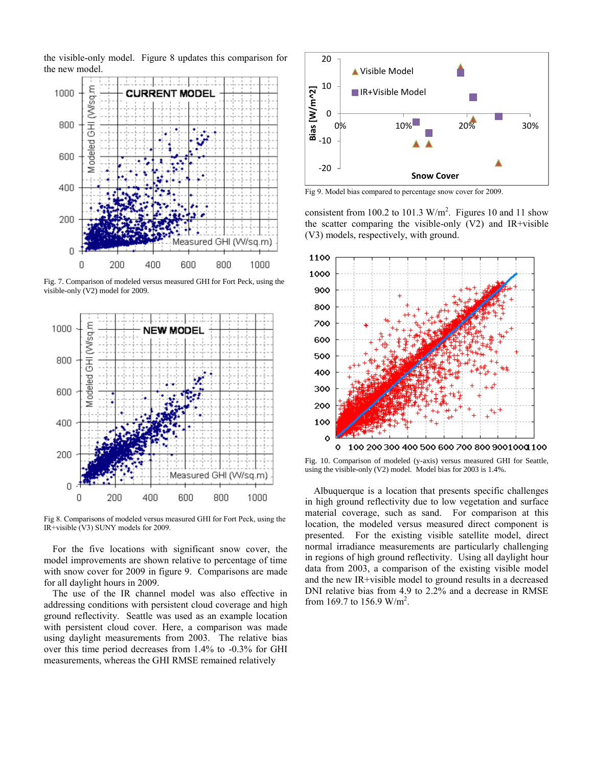the visible-only model. Figure 8 updates this comparison for the new model.

CURRENT MODEL

Modeled GHI (W/sq.m)

Measured GHI (W/sq.m)

0
200
400
600
800
1000

Fig. 7. Comparison of modeled versus measured GHI for Fort Peck, using the visible-only (V2) model for 2009.

NEW MODEL

Modeled GHI (W/sq.m)

Measured GHI (W/sq.m)

0
200
400
600
800
1000

Fig 8. Comparisons of modeled versus measured GHI for Fort Peck, using the IR+visible (V3) SUNY models for 2009.

For the five locations with significant snow cover, the model improvements are shown relative to percentage of time with snow cover for 2009 in figure 9. Comparisons are made for all daylight hours in 2009.

The use of the IR channel model was also effective in addressing conditions with persistent cloud coverage and high ground reflectivity. Seattle was used as an example location with persistent cloud cover. Here, a comparison was made using daylight measurements from 2003. The relative bias over this time period decreases from 1.4% to -0.3% for GHI measurements, whereas the GHI RMSE remained relatively consistent from 100.2 to 101.3 W/m$^2$. Figures 10 and 11 show the scatter comparing the visible-only (V2) and IR+visible (V3) models, respectively, with ground.

Visible Model

IR+Visible Model

Bias [W/m^2]

Snow Cover

20
10
0
-10
-20

0%
10%
20%
30%

Fig 9. Model bias compared to percentage snow cover for 2009.

1100
1000
900
800
700
600
500
400
300
200
100
0

0 100 200 300 400 500 600 700 800 900 1000 1100

Fig. 10. Comparison of modeled (y-axis) versus measured GHI for Seattle, using the visible-only (V2) model. Model bias for 2003 is 1.4%.

Albuquerque is a location that presents specific challenges in high ground reflectivity due to low vegetation and surface material coverage, such as sand. For comparison at this location, the modeled versus measured direct component is presented. For the existing visible satellite model, direct normal irradiance measurements are particularly challenging in regions of high ground reflectivity. Using all daylight hour data from 2003, a comparison of the existing visible model and the new IR+visible model to ground results in a decreased DNI relative bias from 4.9 to 2.2% and a decrease in RMSE from 169.7 to 156.9 W/m$^2$.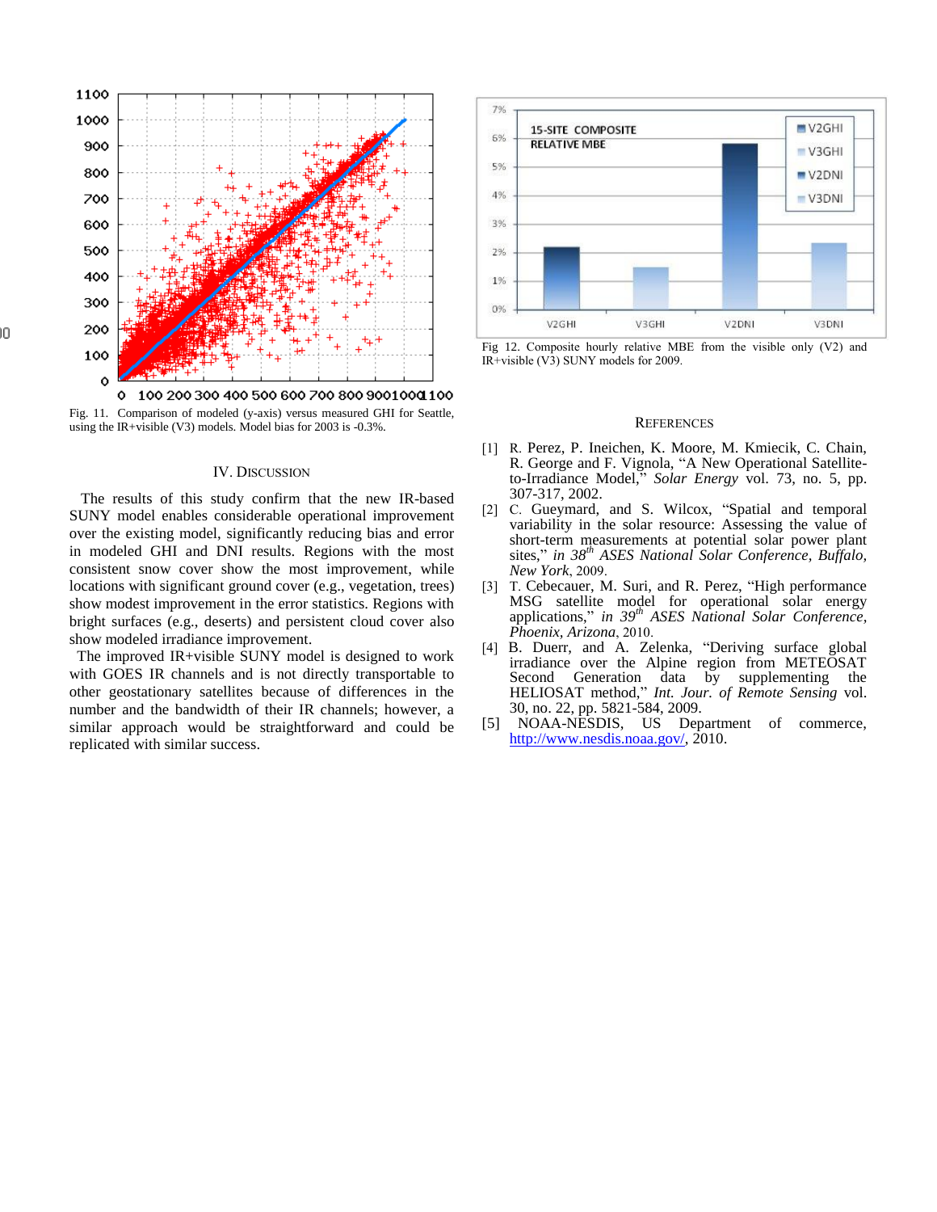1100
1000
900
800
700
600
500
400
300
200
100
0

0 100 200 300 400 500 600 700 800 900 1000 1100

Fig. 11. Comparison of modeled (y-axis) versus measured GHI for Seattle, using the IR+visible (V3) models. Model bias for 2003 is -0.3%.

## IV. Discussion

The results of this study confirm that the new IR-based SUNY model enables considerable operational improvement over the existing model, significantly reducing bias and error in modeled GHI and DNI results. Regions with the most consistent snow cover show the most improvement, while locations with significant ground cover (e.g., vegetation, trees) show modest improvement in the error statistics. Regions with bright surfaces (e.g., deserts) and persistent cloud cover also show modeled irradiance improvement.

The improved IR+visible SUNY model is designed to work with GOES IR channels and is not directly transportable to other geostationary satellites because of differences in the number and the bandwidth of their IR channels; however, a similar approach would be straightforward and could be replicated with similar success.

7%
6%
5%
4%
3%
2%
1%
0%

15-SITE COMPOSITE
RELATIVE MBE

V2GHI
V3GHI
V2DNI
V3DNI

V2GHI V3GHI V2DNI V3DNI

Fig 12. Composite hourly relative MBE from the visible only (V2) and IR+visible (V3) SUNY models for 2009.

## References

[1] R. Perez, P. Ineichen, K. Moore, M. Kmiecik, C. Chain, R. George and F. Vignola, "A New Operational Satellite-to-Irradiance Model," *Solar Energy* vol. 73, no. 5, pp. 307-317, 2002.

[2] C. Gueymard, and S. Wilcox, "Spatial and temporal variability in the solar resource: Assessing the value of short-term measurements at potential solar power plant sites," *in 38th ASES National Solar Conference, Buffalo, New York*, 2009.

[3] T. Cebecauer, M. Suri, and R. Perez, "High performance MSG satellite model for operational solar energy applications," *in 39th ASES National Solar Conference, Phoenix, Arizona*, 2010.

[4] B. Duerr, and A. Zelenka, "Deriving surface global irradiance over the Alpine region from METEOSAT Second Generation data by supplementing the HELIOSAT method," *Int. Jour. of Remote Sensing* vol. 30, no. 22, pp. 5821-584, 2009.

[5] NOAA-NESDIS, US Department of commerce, http://www.nesdis.noaa.gov/, 2010.